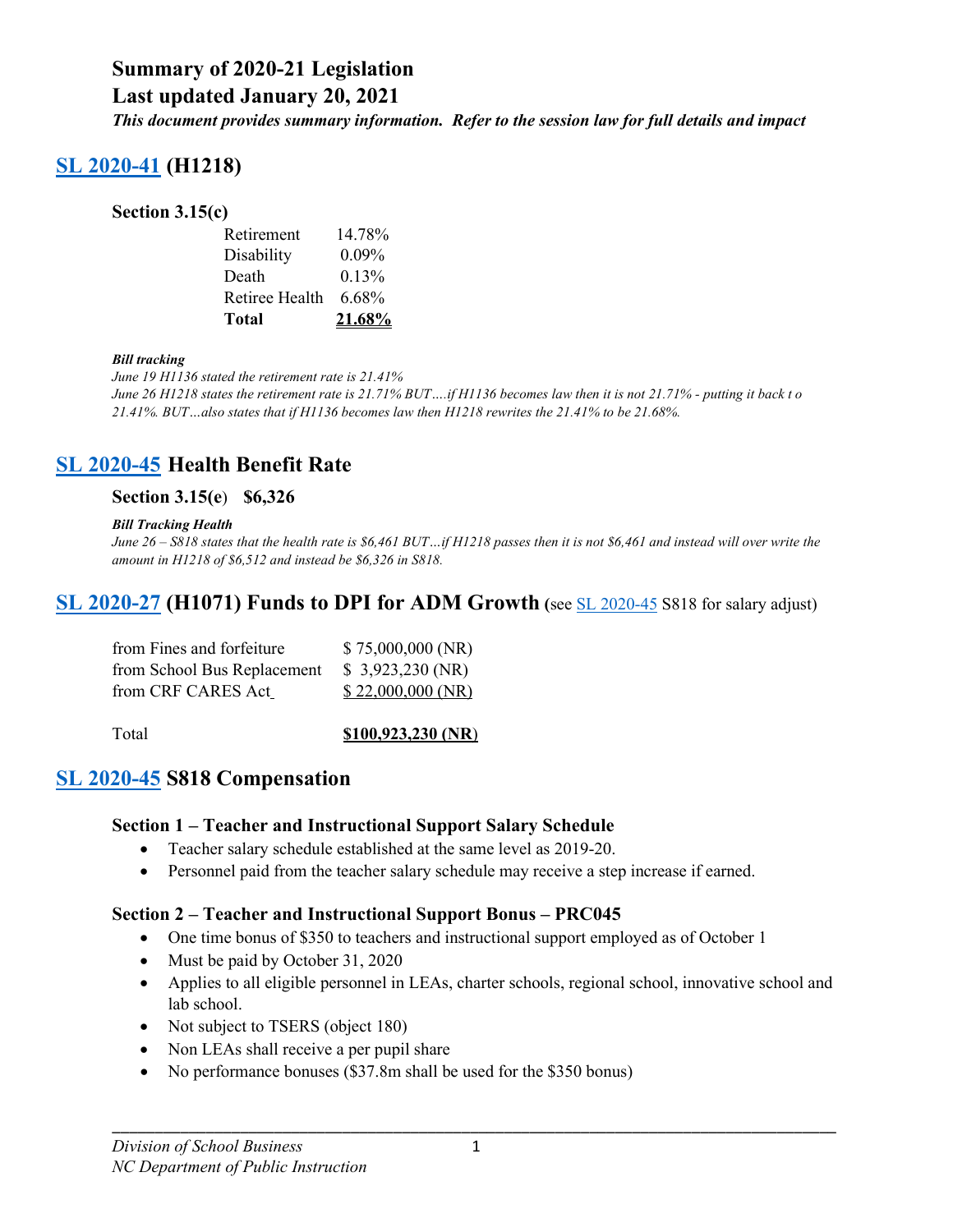# Summary of 2020-21 Legislation

# Last updated January 20, 2021

***This document provides summary information. Refer to the session law for full details and impact***

## SL 2020-41 (H1218)

### Section 3.15(c)

| | |
|---|---|
| Retirement | 14.78% |
| Disability | 0.09% |
| Death | 0.13% |
| Retiree Health | 6.68% |
| **Total** | **21.68%** |

***Bill tracking***

*June 19 H1136 stated the retirement rate is 21.41%*

*June 26 H1218 states the retirement rate is 21.71% BUT….if H1136 becomes law then it is not 21.71% - putting it back t o 21.41%. BUT…also states that if H1136 becomes law then H1218 rewrites the 21.41% to be 21.68%.*

## SL 2020-45 Health Benefit Rate

### Section 3.15(e) $6,326

***Bill Tracking Health***

*June 26 – S818 states that the health rate is $6,461 BUT…if H1218 passes then it is not $6,461 and instead will over write the amount in H1218 of $6,512 and instead be $6,326 in S818.*

## SL 2020-27 (H1071) Funds to DPI for ADM Growth (see SL 2020-45 S818 for salary adjust)

| | |
|---|---|
| from Fines and forfeiture | $ 75,000,000 (NR) |
| from School Bus Replacement | $ 3,923,230 (NR) |
| from CRF CARES Act | $ 22,000,000 (NR) |
| Total | **$100,923,230 (NR)** |

## SL 2020-45 S818 Compensation

### Section 1 – Teacher and Instructional Support Salary Schedule

- Teacher salary schedule established at the same level as 2019-20.
- Personnel paid from the teacher salary schedule may receive a step increase if earned.

### Section 2 – Teacher and Instructional Support Bonus – PRC045

- One time bonus of $350 to teachers and instructional support employed as of October 1
- Must be paid by October 31, 2020
- Applies to all eligible personnel in LEAs, charter schools, regional school, innovative school and lab school.
- Not subject to TSERS (object 180)
- Non LEAs shall receive a per pupil share
- No performance bonuses ($37.8m shall be used for the $350 bonus)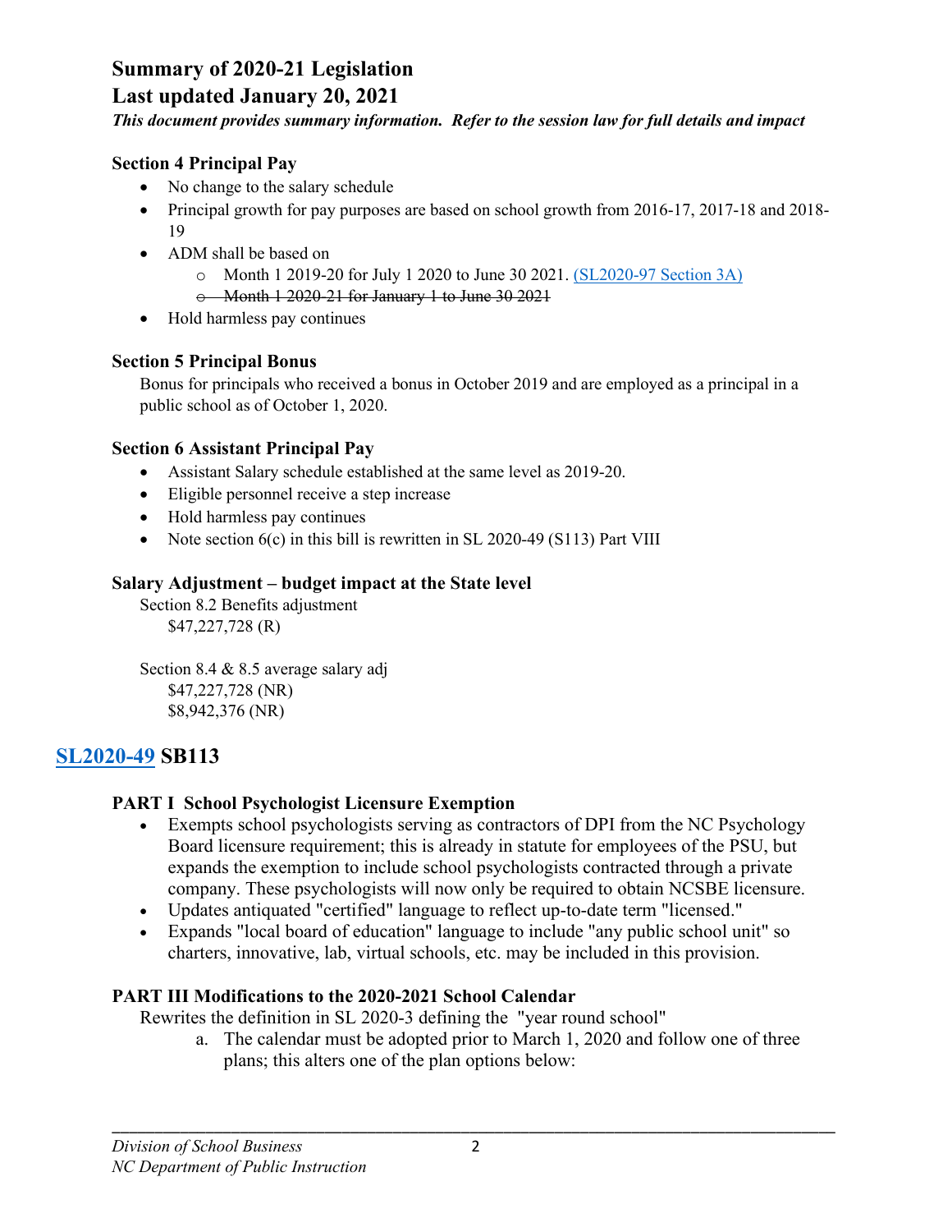# Summary of 2020-21 Legislation

## Last updated January 20, 2021

***This document provides summary information. Refer to the session law for full details and impact***

### Section 4 Principal Pay

- No change to the salary schedule
- Principal growth for pay purposes are based on school growth from 2016-17, 2017-18 and 2018-19
- ADM shall be based on
  - Month 1 2019-20 for July 1 2020 to June 30 2021. [(SL2020-97 Section 3A)]()
  - ~~Month 1 2020-21 for January 1 to June 30 2021~~
- Hold harmless pay continues

### Section 5 Principal Bonus

Bonus for principals who received a bonus in October 2019 and are employed as a principal in a public school as of October 1, 2020.

### Section 6 Assistant Principal Pay

- Assistant Salary schedule established at the same level as 2019-20.
- Eligible personnel receive a step increase
- Hold harmless pay continues
- Note section 6(c) in this bill is rewritten in SL 2020-49 (S113) Part VIII

### Salary Adjustment – budget impact at the State level

Section 8.2 Benefits adjustment
$47,227,728 (R)

Section 8.4 & 8.5 average salary adj
$47,227,728 (NR)
$8,942,376 (NR)

## [SL2020-49]() SB113

### PART I School Psychologist Licensure Exemption

- Exempts school psychologists serving as contractors of DPI from the NC Psychology Board licensure requirement; this is already in statute for employees of the PSU, but expands the exemption to include school psychologists contracted through a private company. These psychologists will now only be required to obtain NCSBE licensure.
- Updates antiquated "certified" language to reflect up-to-date term "licensed."
- Expands "local board of education" language to include "any public school unit" so charters, innovative, lab, virtual schools, etc. may be included in this provision.

### PART III Modifications to the 2020-2021 School Calendar

Rewrites the definition in SL 2020-3 defining the "year round school"

a. The calendar must be adopted prior to March 1, 2020 and follow one of three plans; this alters one of the plan options below: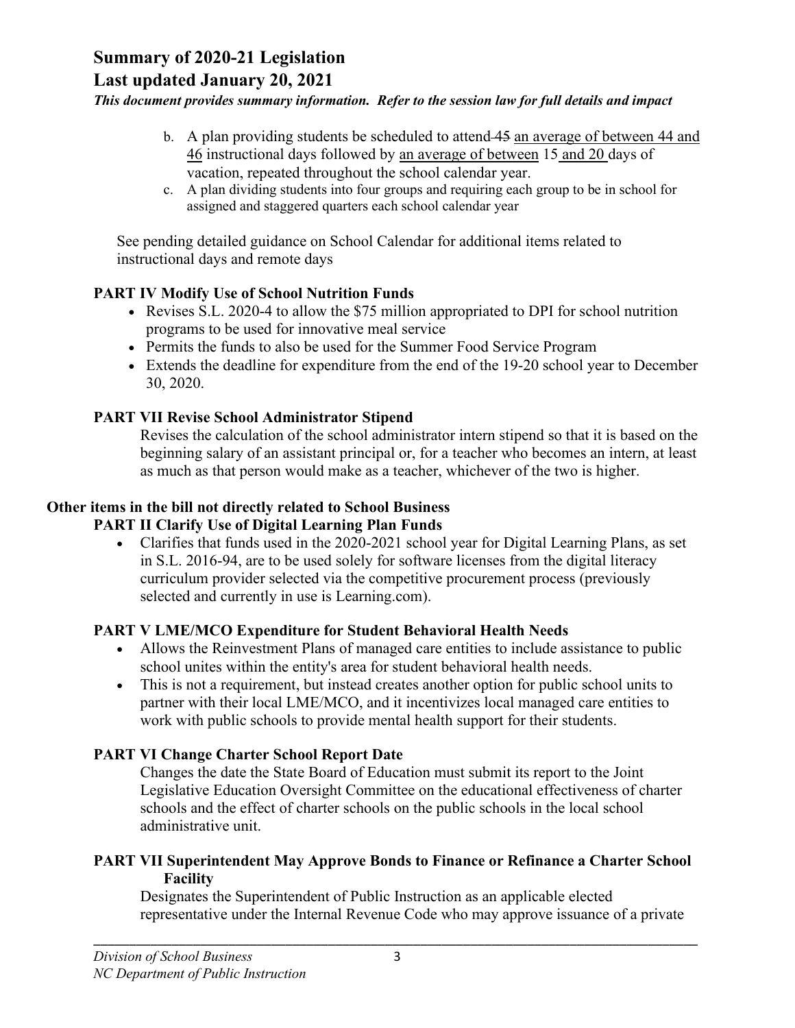b. A plan providing students be scheduled to attend ~~45~~ an average of between 44 and 46 instructional days followed by an average of between 15 and 20 days of vacation, repeated throughout the school calendar year.

c. A plan dividing students into four groups and requiring each group to be in school for assigned and staggered quarters each school calendar year

See pending detailed guidance on School Calendar for additional items related to instructional days and remote days

### PART IV Modify Use of School Nutrition Funds

- Revises S.L. 2020-4 to allow the $75 million appropriated to DPI for school nutrition programs to be used for innovative meal service
- Permits the funds to also be used for the Summer Food Service Program
- Extends the deadline for expenditure from the end of the 19-20 school year to December 30, 2020.

### PART VII Revise School Administrator Stipend

Revises the calculation of the school administrator intern stipend so that it is based on the beginning salary of an assistant principal or, for a teacher who becomes an intern, at least as much as that person would make as a teacher, whichever of the two is higher.

## Other items in the bill not directly related to School Business

### PART II Clarify Use of Digital Learning Plan Funds

- Clarifies that funds used in the 2020-2021 school year for Digital Learning Plans, as set in S.L. 2016-94, are to be used solely for software licenses from the digital literacy curriculum provider selected via the competitive procurement process (previously selected and currently in use is Learning.com).

### PART V LME/MCO Expenditure for Student Behavioral Health Needs

- Allows the Reinvestment Plans of managed care entities to include assistance to public school unites within the entity's area for student behavioral health needs.
- This is not a requirement, but instead creates another option for public school units to partner with their local LME/MCO, and it incentivizes local managed care entities to work with public schools to provide mental health support for their students.

### PART VI Change Charter School Report Date

Changes the date the State Board of Education must submit its report to the Joint Legislative Education Oversight Committee on the educational effectiveness of charter schools and the effect of charter schools on the public schools in the local school administrative unit.

### PART VII Superintendent May Approve Bonds to Finance or Refinance a Charter School Facility

Designates the Superintendent of Public Instruction as an applicable elected representative under the Internal Revenue Code who may approve issuance of a private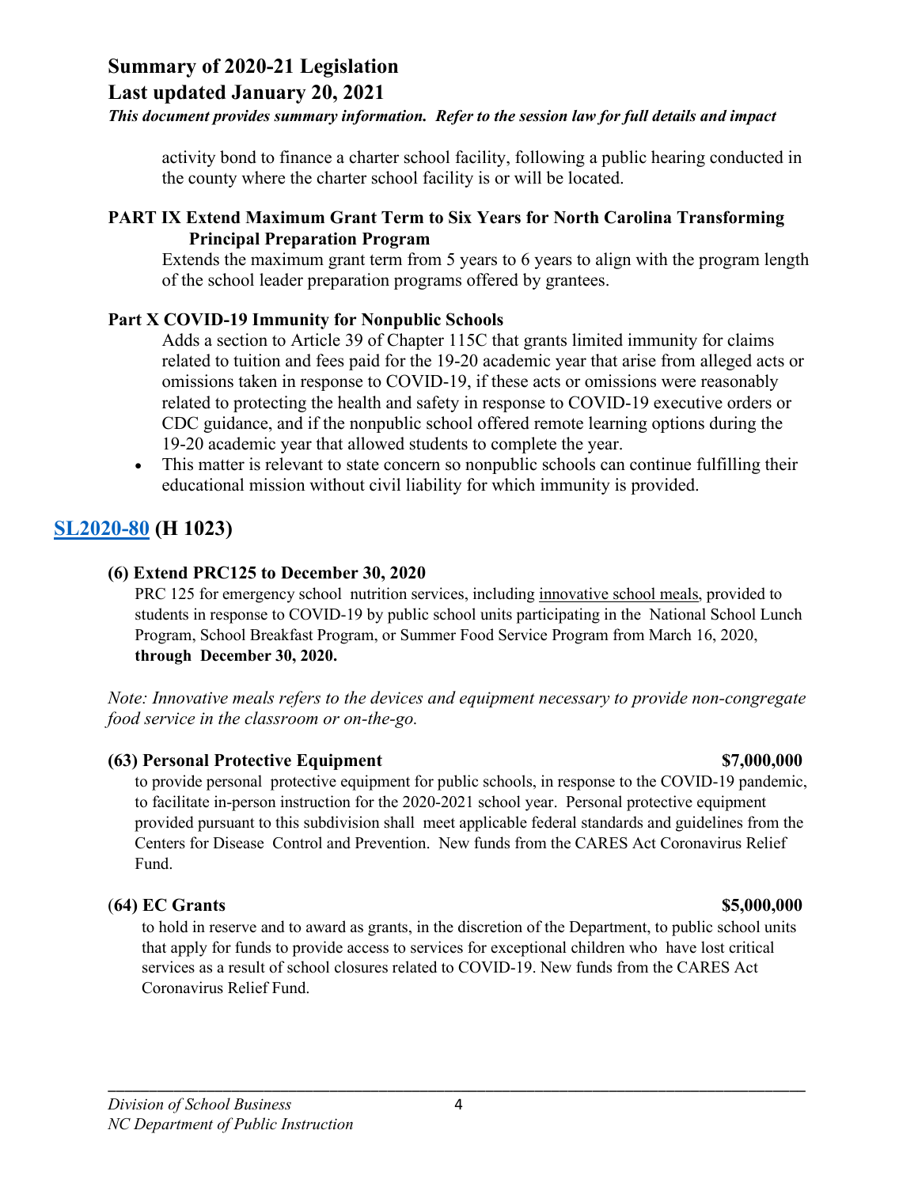activity bond to finance a charter school facility, following a public hearing conducted in the county where the charter school facility is or will be located.

**PART IX Extend Maximum Grant Term to Six Years for North Carolina Transforming Principal Preparation Program**

Extends the maximum grant term from 5 years to 6 years to align with the program length of the school leader preparation programs offered by grantees.

**Part X COVID-19 Immunity for Nonpublic Schools**

Adds a section to Article 39 of Chapter 115C that grants limited immunity for claims related to tuition and fees paid for the 19-20 academic year that arise from alleged acts or omissions taken in response to COVID-19, if these acts or omissions were reasonably related to protecting the health and safety in response to COVID-19 executive orders or CDC guidance, and if the nonpublic school offered remote learning options during the 19-20 academic year that allowed students to complete the year.

- This matter is relevant to state concern so nonpublic schools can continue fulfilling their educational mission without civil liability for which immunity is provided.

## SL2020-80 (H 1023)

**(6) Extend PRC125 to December 30, 2020**

PRC 125 for emergency school nutrition services, including innovative school meals, provided to students in response to COVID-19 by public school units participating in the National School Lunch Program, School Breakfast Program, or Summer Food Service Program from March 16, 2020, **through December 30, 2020.**

*Note: Innovative meals refers to the devices and equipment necessary to provide non-congregate food service in the classroom or on-the-go.*

**(63) Personal Protective Equipment** **$7,000,000**

to provide personal protective equipment for public schools, in response to the COVID-19 pandemic, to facilitate in-person instruction for the 2020-2021 school year. Personal protective equipment provided pursuant to this subdivision shall meet applicable federal standards and guidelines from the Centers for Disease Control and Prevention. New funds from the CARES Act Coronavirus Relief Fund.

**(64) EC Grants** **$5,000,000**

to hold in reserve and to award as grants, in the discretion of the Department, to public school units that apply for funds to provide access to services for exceptional children who have lost critical services as a result of school closures related to COVID-19. New funds from the CARES Act Coronavirus Relief Fund.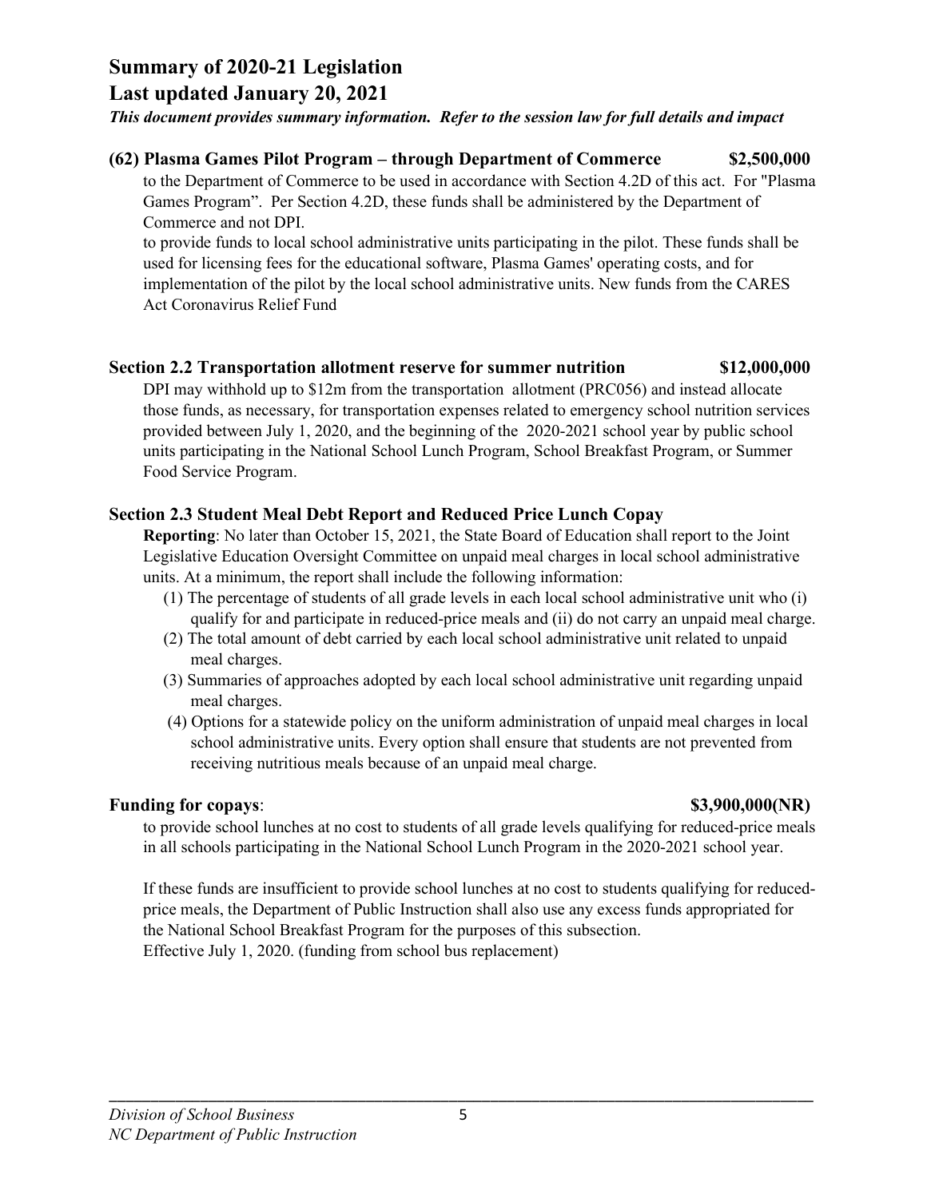# Summary of 2020-21 Legislation
# Last updated January 20, 2021

***This document provides summary information. Refer to the session law for full details and impact***

### (62) Plasma Games Pilot Program – through Department of Commerce $2,500,000

to the Department of Commerce to be used in accordance with Section 4.2D of this act. For "Plasma Games Program". Per Section 4.2D, these funds shall be administered by the Department of Commerce and not DPI.

to provide funds to local school administrative units participating in the pilot. These funds shall be used for licensing fees for the educational software, Plasma Games' operating costs, and for implementation of the pilot by the local school administrative units. New funds from the CARES Act Coronavirus Relief Fund

### Section 2.2 Transportation allotment reserve for summer nutrition $12,000,000

DPI may withhold up to $12m from the transportation allotment (PRC056) and instead allocate those funds, as necessary, for transportation expenses related to emergency school nutrition services provided between July 1, 2020, and the beginning of the 2020-2021 school year by public school units participating in the National School Lunch Program, School Breakfast Program, or Summer Food Service Program.

### Section 2.3 Student Meal Debt Report and Reduced Price Lunch Copay

**Reporting**: No later than October 15, 2021, the State Board of Education shall report to the Joint Legislative Education Oversight Committee on unpaid meal charges in local school administrative units. At a minimum, the report shall include the following information:

(1) The percentage of students of all grade levels in each local school administrative unit who (i) qualify for and participate in reduced-price meals and (ii) do not carry an unpaid meal charge.
(2) The total amount of debt carried by each local school administrative unit related to unpaid meal charges.
(3) Summaries of approaches adopted by each local school administrative unit regarding unpaid meal charges.
(4) Options for a statewide policy on the uniform administration of unpaid meal charges in local school administrative units. Every option shall ensure that students are not prevented from receiving nutritious meals because of an unpaid meal charge.

**Funding for copays**: **$3,900,000(NR)**

to provide school lunches at no cost to students of all grade levels qualifying for reduced-price meals in all schools participating in the National School Lunch Program in the 2020-2021 school year.

If these funds are insufficient to provide school lunches at no cost to students qualifying for reduced-price meals, the Department of Public Instruction shall also use any excess funds appropriated for the National School Breakfast Program for the purposes of this subsection.
Effective July 1, 2020. (funding from school bus replacement)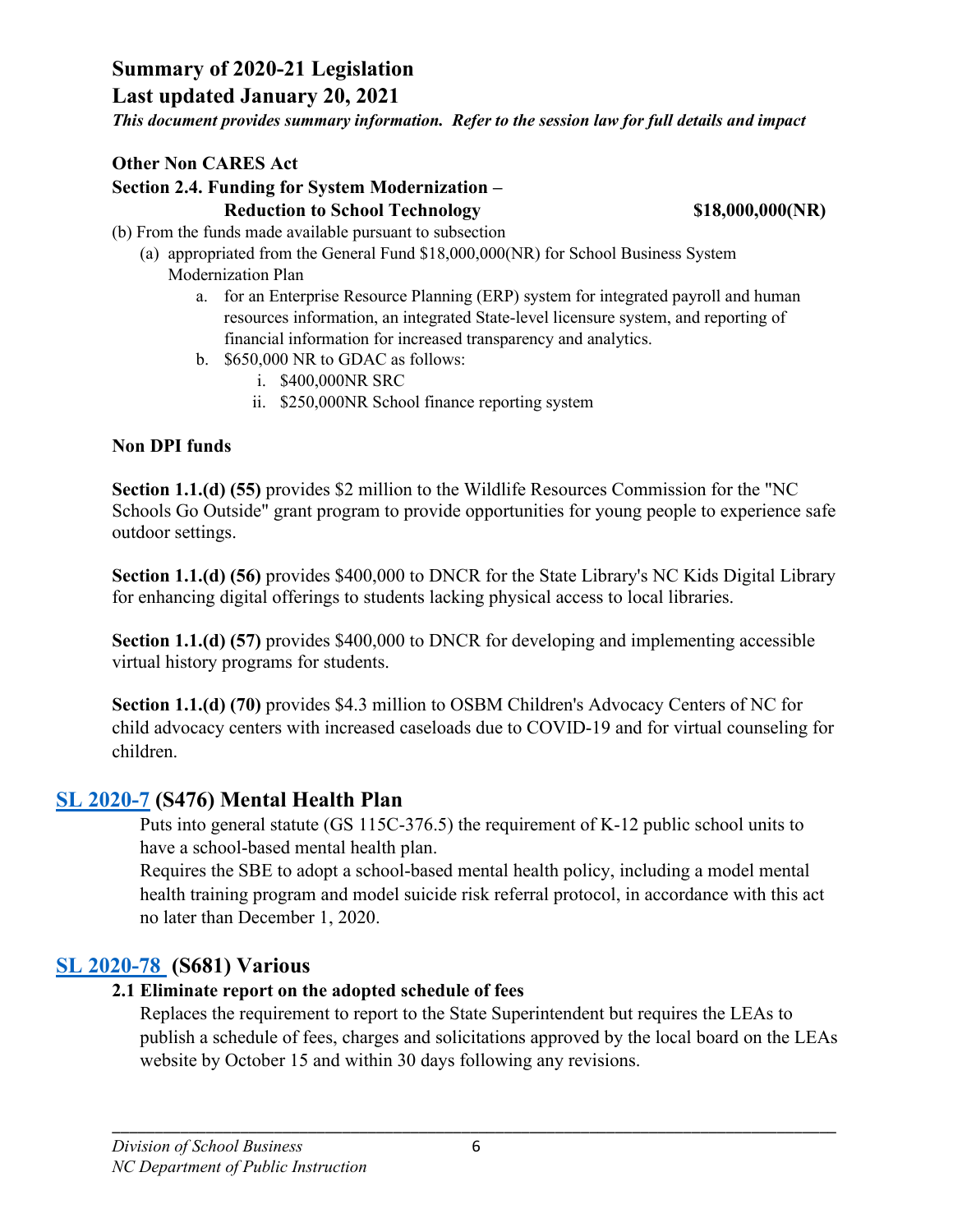**Summary of 2020-21 Legislation**
**Last updated January 20, 2021**
***This document provides summary information. Refer to the session law for full details and impact***

**Other Non CARES Act**
**Section 2.4. Funding for System Modernization – Reduction to School Technology** **$18,000,000(NR)**

(b) From the funds made available pursuant to subsection

(a) appropriated from the General Fund $18,000,000(NR) for School Business System Modernization Plan

a. for an Enterprise Resource Planning (ERP) system for integrated payroll and human resources information, an integrated State-level licensure system, and reporting of financial information for increased transparency and analytics.

b. $650,000 NR to GDAC as follows:

i. $400,000NR SRC

ii. $250,000NR School finance reporting system

**Non DPI funds**

**Section 1.1.(d) (55)** provides $2 million to the Wildlife Resources Commission for the "NC Schools Go Outside" grant program to provide opportunities for young people to experience safe outdoor settings.

**Section 1.1.(d) (56)** provides $400,000 to DNCR for the State Library's NC Kids Digital Library for enhancing digital offerings to students lacking physical access to local libraries.

**Section 1.1.(d) (57)** provides $400,000 to DNCR for developing and implementing accessible virtual history programs for students.

**Section 1.1.(d) (70)** provides $4.3 million to OSBM Children's Advocacy Centers of NC for child advocacy centers with increased caseloads due to COVID-19 and for virtual counseling for children.

## SL 2020-7 (S476) Mental Health Plan

Puts into general statute (GS 115C-376.5) the requirement of K-12 public school units to have a school-based mental health plan.

Requires the SBE to adopt a school-based mental health policy, including a model mental health training program and model suicide risk referral protocol, in accordance with this act no later than December 1, 2020.

## SL 2020-78 (S681) Various

**2.1 Eliminate report on the adopted schedule of fees**

Replaces the requirement to report to the State Superintendent but requires the LEAs to publish a schedule of fees, charges and solicitations approved by the local board on the LEAs website by October 15 and within 30 days following any revisions.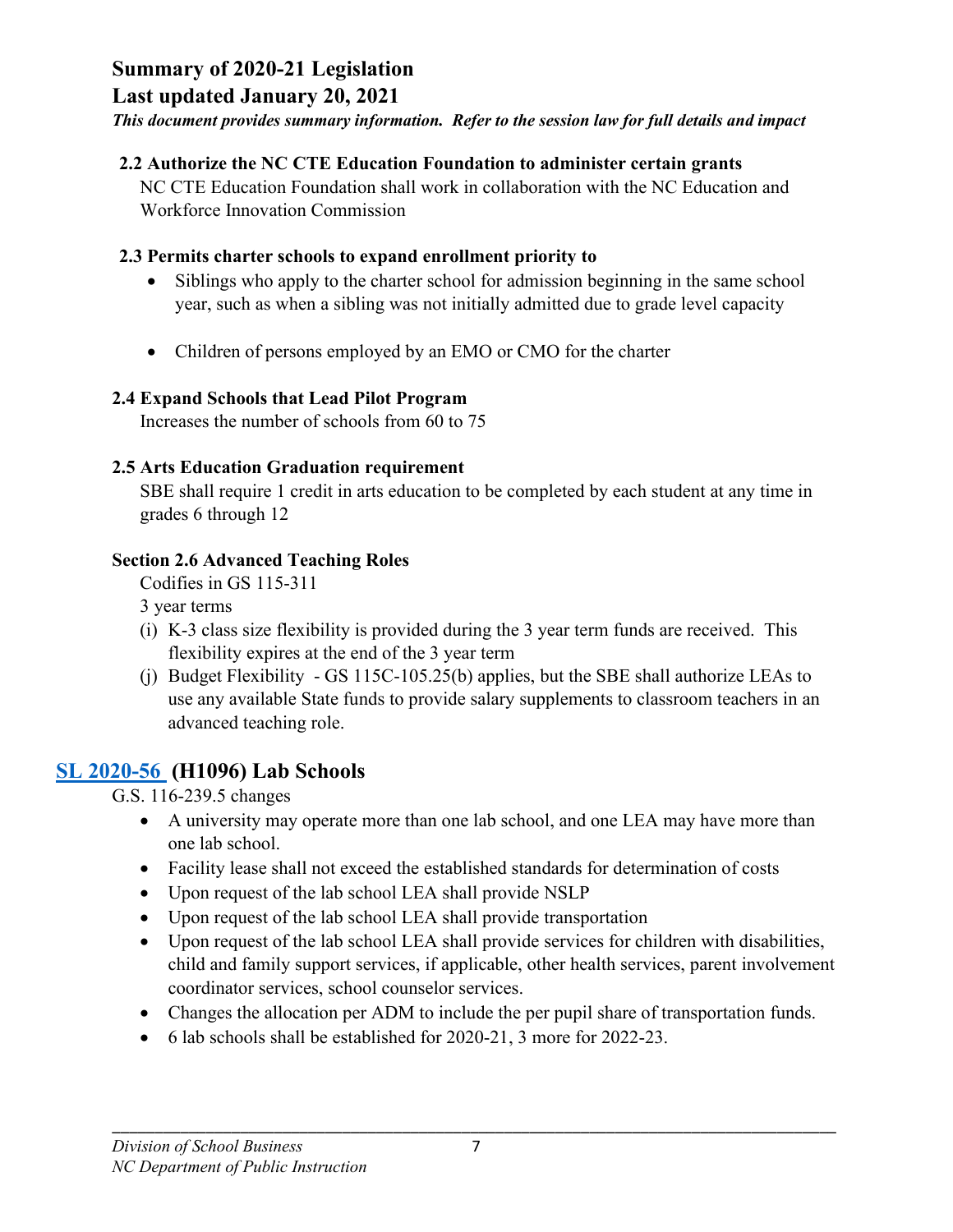**Summary of 2020-21 Legislation**
**Last updated January 20, 2021**
***This document provides summary information. Refer to the session law for full details and impact***

**2.2 Authorize the NC CTE Education Foundation to administer certain grants**

NC CTE Education Foundation shall work in collaboration with the NC Education and Workforce Innovation Commission

**2.3 Permits charter schools to expand enrollment priority to**

- Siblings who apply to the charter school for admission beginning in the same school year, such as when a sibling was not initially admitted due to grade level capacity
- Children of persons employed by an EMO or CMO for the charter

**2.4 Expand Schools that Lead Pilot Program**

Increases the number of schools from 60 to 75

**2.5 Arts Education Graduation requirement**

SBE shall require 1 credit in arts education to be completed by each student at any time in grades 6 through 12

**Section 2.6 Advanced Teaching Roles**

Codifies in GS 115-311

3 year terms

(i) K-3 class size flexibility is provided during the 3 year term funds are received. This flexibility expires at the end of the 3 year term

(j) Budget Flexibility - GS 115C-105.25(b) applies, but the SBE shall authorize LEAs to use any available State funds to provide salary supplements to classroom teachers in an advanced teaching role.

## SL 2020-56 (H1096) Lab Schools

G.S. 116-239.5 changes

- A university may operate more than one lab school, and one LEA may have more than one lab school.
- Facility lease shall not exceed the established standards for determination of costs
- Upon request of the lab school LEA shall provide NSLP
- Upon request of the lab school LEA shall provide transportation
- Upon request of the lab school LEA shall provide services for children with disabilities, child and family support services, if applicable, other health services, parent involvement coordinator services, school counselor services.
- Changes the allocation per ADM to include the per pupil share of transportation funds.
- 6 lab schools shall be established for 2020-21, 3 more for 2022-23.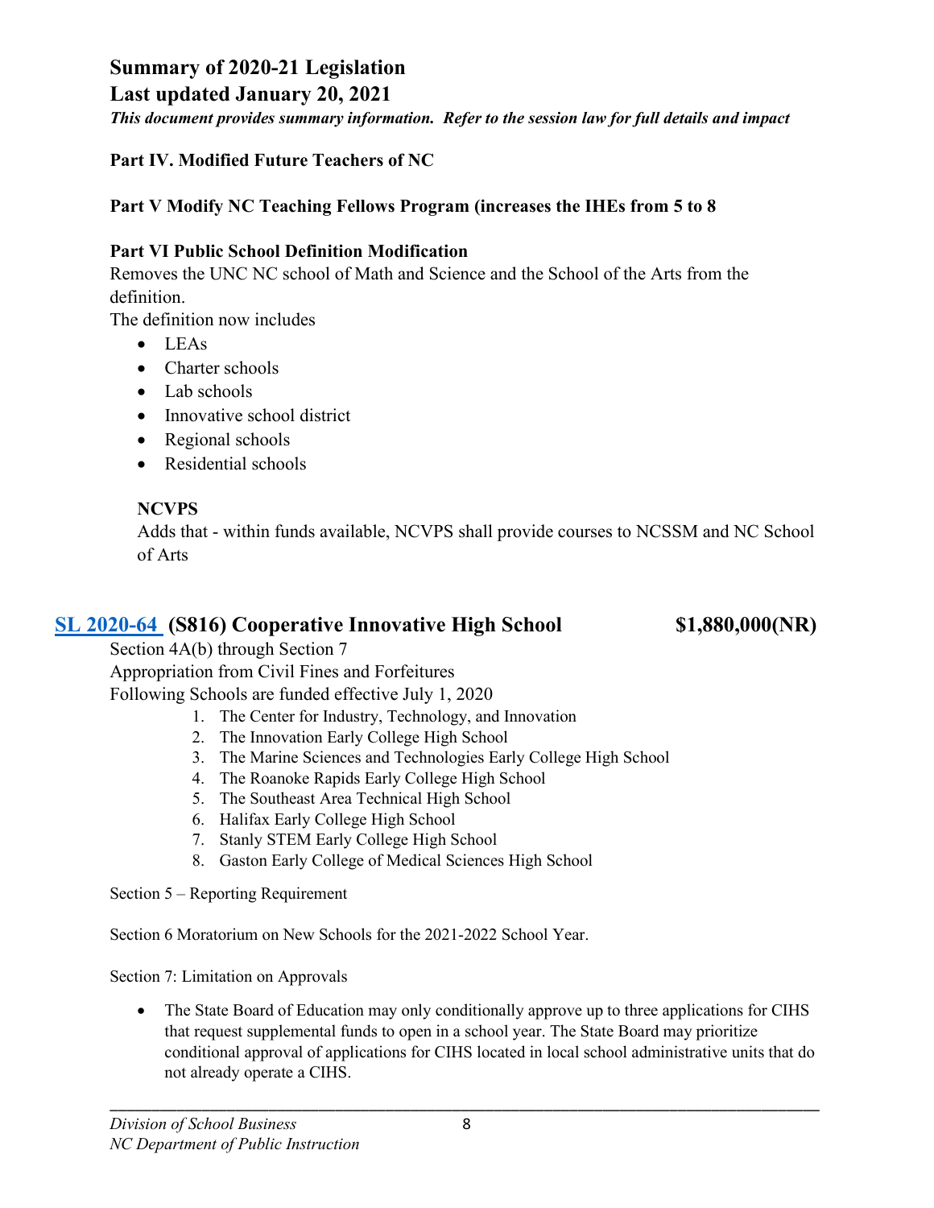**Summary of 2020-21 Legislation**
**Last updated January 20, 2021**
***This document provides summary information. Refer to the session law for full details and impact***

**Part IV. Modified Future Teachers of NC**

**Part V Modify NC Teaching Fellows Program (increases the IHEs from 5 to 8**

**Part VI Public School Definition Modification**
Removes the UNC NC school of Math and Science and the School of the Arts from the definition.
The definition now includes

- LEAs
- Charter schools
- Lab schools
- Innovative school district
- Regional schools
- Residential schools

**NCVPS**
Adds that - within funds available, NCVPS shall provide courses to NCSSM and NC School of Arts

## [SL 2020-64](#) (S816) Cooperative Innovative High School $1,880,000(NR)

Section 4A(b) through Section 7
Appropriation from Civil Fines and Forfeitures
Following Schools are funded effective July 1, 2020

1. The Center for Industry, Technology, and Innovation
2. The Innovation Early College High School
3. The Marine Sciences and Technologies Early College High School
4. The Roanoke Rapids Early College High School
5. The Southeast Area Technical High School
6. Halifax Early College High School
7. Stanly STEM Early College High School
8. Gaston Early College of Medical Sciences High School

Section 5 – Reporting Requirement

Section 6 Moratorium on New Schools for the 2021-2022 School Year.

Section 7: Limitation on Approvals

- The State Board of Education may only conditionally approve up to three applications for CIHS that request supplemental funds to open in a school year. The State Board may prioritize conditional approval of applications for CIHS located in local school administrative units that do not already operate a CIHS.

*Division of School Business*
*NC Department of Public Instruction*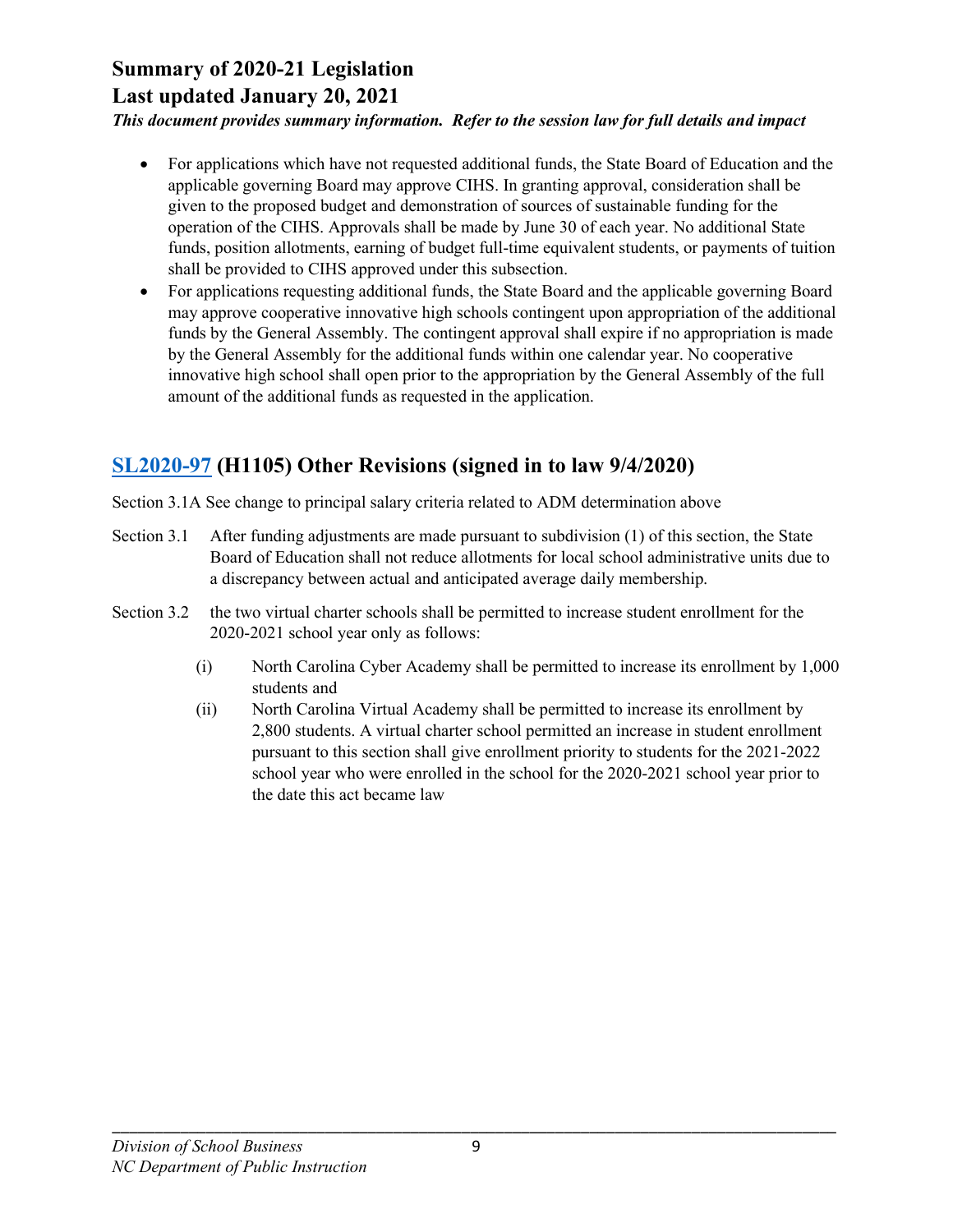- For applications which have not requested additional funds, the State Board of Education and the applicable governing Board may approve CIHS. In granting approval, consideration shall be given to the proposed budget and demonstration of sources of sustainable funding for the operation of the CIHS. Approvals shall be made by June 30 of each year. No additional State funds, position allotments, earning of budget full-time equivalent students, or payments of tuition shall be provided to CIHS approved under this subsection.
- For applications requesting additional funds, the State Board and the applicable governing Board may approve cooperative innovative high schools contingent upon appropriation of the additional funds by the General Assembly. The contingent approval shall expire if no appropriation is made by the General Assembly for the additional funds within one calendar year. No cooperative innovative high school shall open prior to the appropriation by the General Assembly of the full amount of the additional funds as requested in the application.

## SL2020-97 (H1105) Other Revisions (signed in to law 9/4/2020)

Section 3.1A See change to principal salary criteria related to ADM determination above

Section 3.1 After funding adjustments are made pursuant to subdivision (1) of this section, the State Board of Education shall not reduce allotments for local school administrative units due to a discrepancy between actual and anticipated average daily membership.

Section 3.2 the two virtual charter schools shall be permitted to increase student enrollment for the 2020-2021 school year only as follows:

(i) North Carolina Cyber Academy shall be permitted to increase its enrollment by 1,000 students and

(ii) North Carolina Virtual Academy shall be permitted to increase its enrollment by 2,800 students. A virtual charter school permitted an increase in student enrollment pursuant to this section shall give enrollment priority to students for the 2021-2022 school year who were enrolled in the school for the 2020-2021 school year prior to the date this act became law